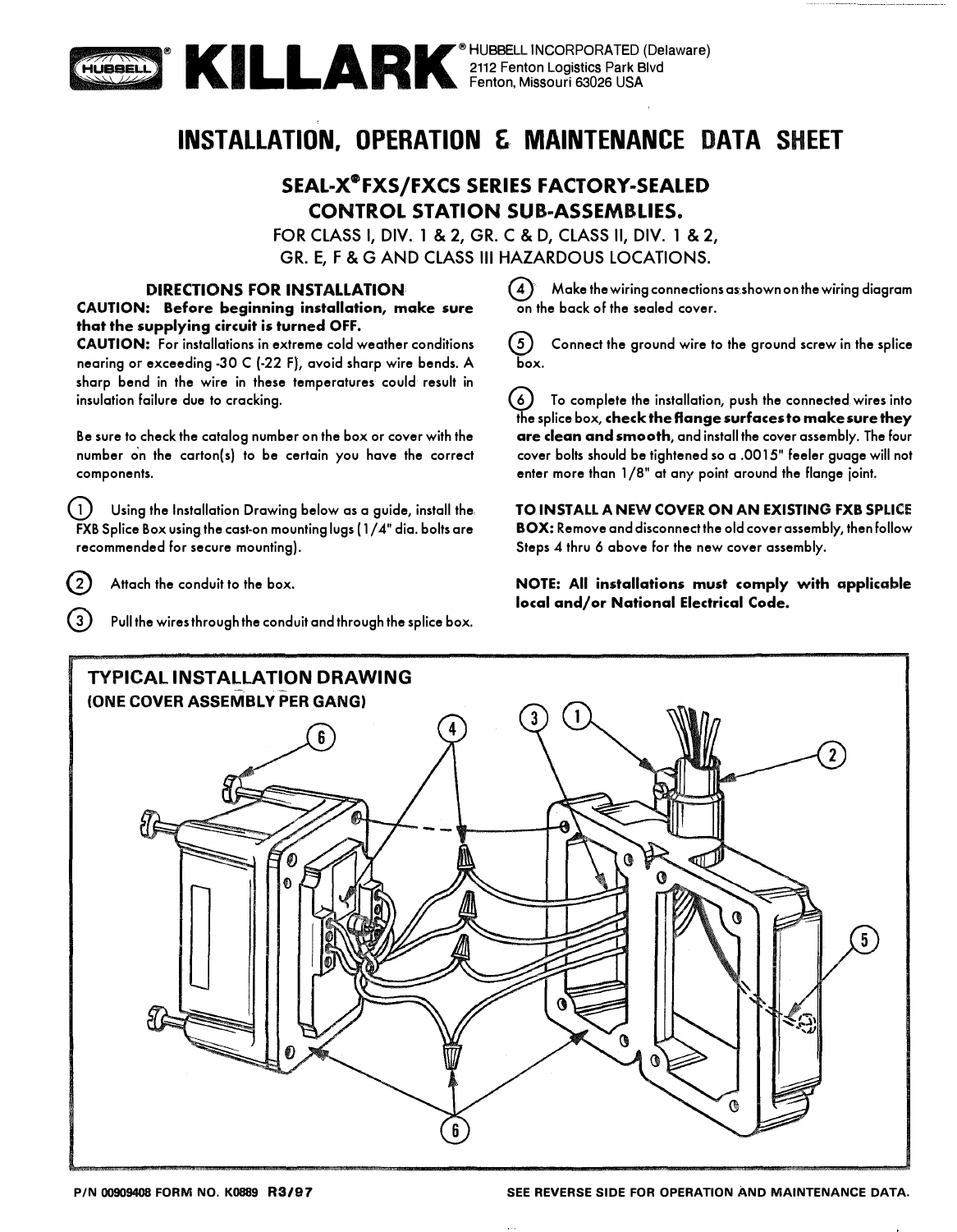**KILLARK** ® HUBBELL INCORPORATED (Delaware)
2112 Fenton Logistics Park Blvd
Fenton, Missouri 63026 USA

# INSTALLATION, OPERATION & MAINTENANCE DATA SHEET

## SEAL-X® FXS/FXCS SERIES FACTORY-SEALED CONTROL STATION SUB-ASSEMBLIES.

FOR CLASS I, DIV. 1 & 2, GR. C & D, CLASS II, DIV. 1 & 2, GR. E, F & G AND CLASS III HAZARDOUS LOCATIONS.

### DIRECTIONS FOR INSTALLATION

**CAUTION: Before beginning installation, make sure that the supplying circuit is turned OFF.**

**CAUTION:** For installations in extreme cold weather conditions nearing or exceeding -30 C (-22 F), avoid sharp wire bends. A sharp bend in the wire in these temperatures could result in insulation failure due to cracking.

Be sure to check the catalog number on the box or cover with the number on the carton(s) to be certain you have the correct components.

1. Using the Installation Drawing below as a guide, install the FXB Splice Box using the cast-on mounting lugs (1/4" dia. bolts are recommended for secure mounting).
2. Attach the conduit to the box.
3. Pull the wires through the conduit and through the splice box.
4. Make the wiring connections as shown on the wiring diagram on the back of the sealed cover.
5. Connect the ground wire to the ground screw in the splice box.
6. To complete the installation, push the connected wires into the splice box, **check the flange surfaces to make sure they are clean and smooth**, and install the cover assembly. The four cover bolts should be tightened so a .0015" feeler guage will not enter more than 1/8" at any point around the flange joint.

**TO INSTALL A NEW COVER ON AN EXISTING FXB SPLICE BOX:** Remove and disconnect the old cover assembly, then follow Steps 4 thru 6 above for the new cover assembly.

**NOTE: All installations must comply with applicable local and/or National Electrical Code.**

### TYPICAL INSTALLATION DRAWING
**(ONE COVER ASSEMBLY PER GANG)**

P/N 00909408 FORM NO. K0889 R3/97

SEE REVERSE SIDE FOR OPERATION AND MAINTENANCE DATA.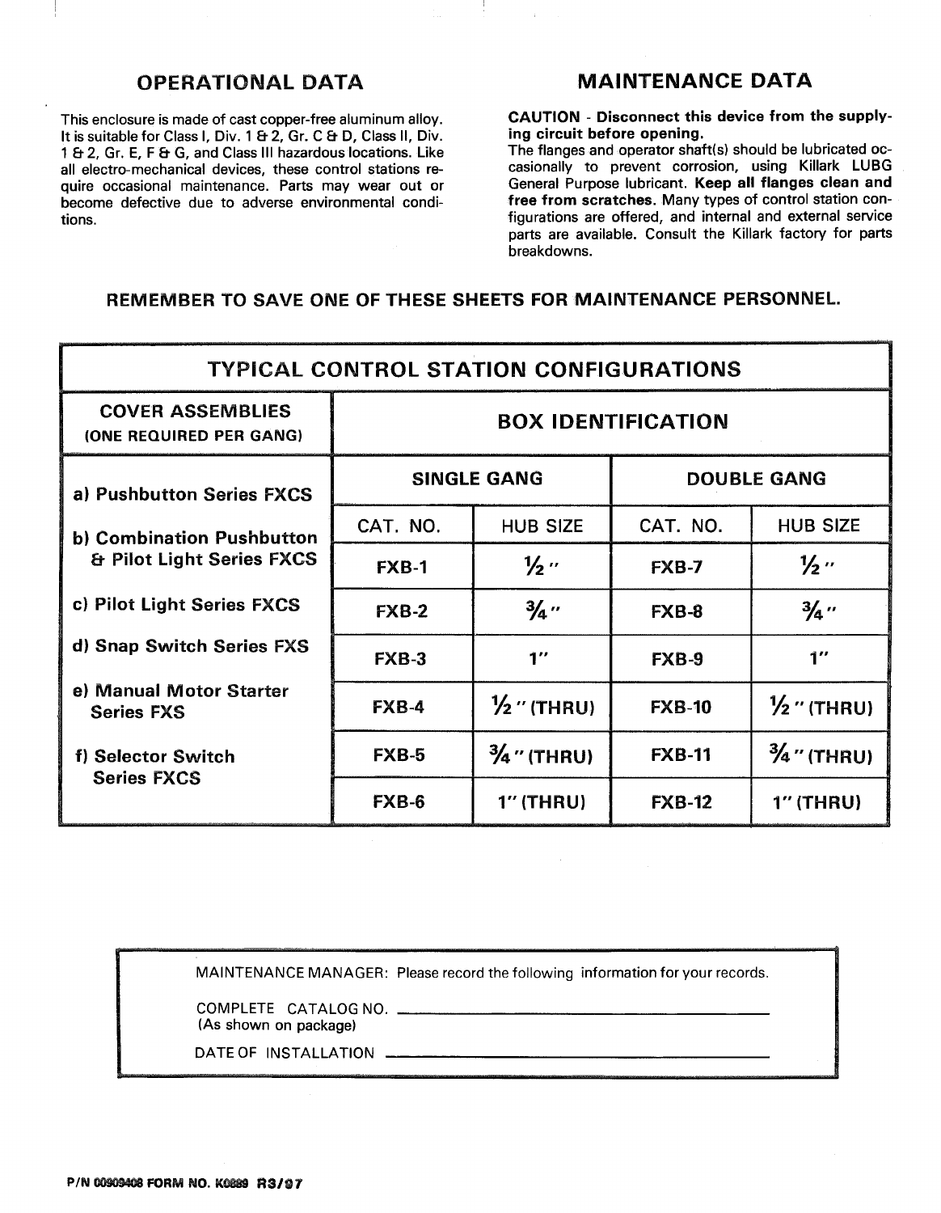## OPERATIONAL DATA

This enclosure is made of cast copper-free aluminum alloy. It is suitable for Class I, Div. 1 & 2, Gr. C & D, Class II, Div. 1 & 2, Gr. E, F & G, and Class III hazardous locations. Like all electro-mechanical devices, these control stations require occasional maintenance. Parts may wear out or become defective due to adverse environmental conditions.

## MAINTENANCE DATA

**CAUTION - Disconnect this device from the supplying circuit before opening.**

The flanges and operator shaft(s) should be lubricated occasionally to prevent corrosion, using Killark LUBG General Purpose lubricant. **Keep all flanges clean and free from scratches.** Many types of control station configurations are offered, and internal and external service parts are available. Consult the Killark factory for parts breakdowns.

**REMEMBER TO SAVE ONE OF THESE SHEETS FOR MAINTENANCE PERSONNEL.**

### TYPICAL CONTROL STATION CONFIGURATIONS

| COVER ASSEMBLIES (ONE REQUIRED PER GANG) | BOX IDENTIFICATION | | | |
|---|---|---|---|---|
| | SINGLE GANG | | DOUBLE GANG | |
| | CAT. NO. | HUB SIZE | CAT. NO. | HUB SIZE |
| a) Pushbutton Series FXCS | FXB-1 | ½" | FXB-7 | ½" |
| b) Combination Pushbutton & Pilot Light Series FXCS | FXB-2 | ¾" | FXB-8 | ¾" |
| c) Pilot Light Series FXCS | FXB-3 | 1" | FXB-9 | 1" |
| d) Snap Switch Series FXS | FXB-4 | ½" (THRU) | FXB-10 | ½" (THRU) |
| e) Manual Motor Starter Series FXS | FXB-5 | ¾" (THRU) | FXB-11 | ¾" (THRU) |
| f) Selector Switch Series FXCS | FXB-6 | 1" (THRU) | FXB-12 | 1" (THRU) |

MAINTENANCE MANAGER: Please record the following information for your records.

COMPLETE CATALOG NO. ______________________________
(As shown on package)

DATE OF INSTALLATION ______________________________

P/N 00909408 FORM NO. K0889 R3/97